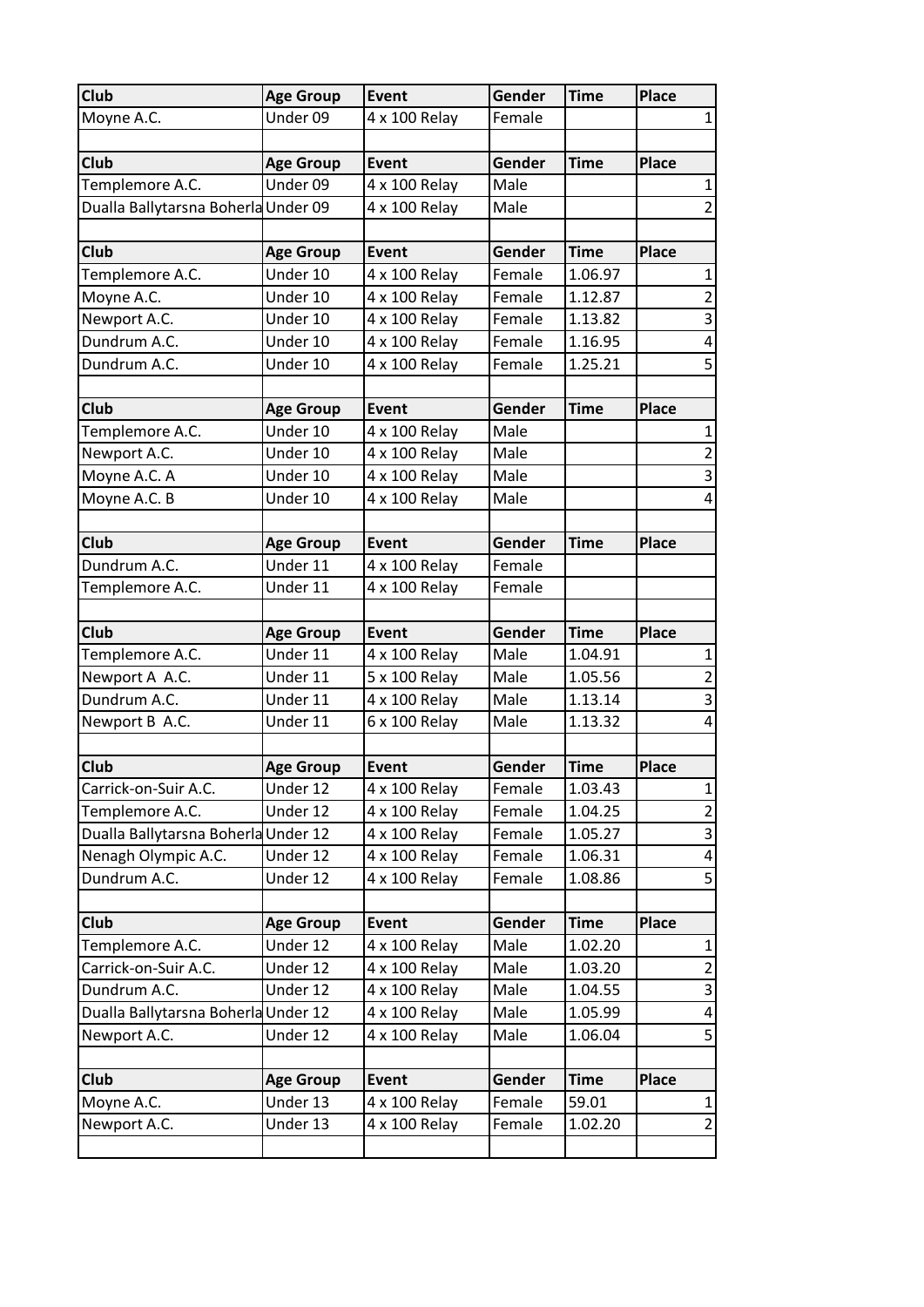| Club | Age Group | Event | Gender | Time | Place |
|---|---|---|---|---|---|
| Moyne A.C. | Under 09 | 4 x 100 Relay | Female | | 1 |
| | | | | | |
| **Club** | **Age Group** | **Event** | **Gender** | **Time** | **Place** |
| Templemore A.C. | Under 09 | 4 x 100 Relay | Male | | 1 |
| Dualla Ballytarsna Boherla | Under 09 | 4 x 100 Relay | Male | | 2 |
| | | | | | |
| **Club** | **Age Group** | **Event** | **Gender** | **Time** | **Place** |
| Templemore A.C. | Under 10 | 4 x 100 Relay | Female | 1.06.97 | 1 |
| Moyne A.C. | Under 10 | 4 x 100 Relay | Female | 1.12.87 | 2 |
| Newport A.C. | Under 10 | 4 x 100 Relay | Female | 1.13.82 | 3 |
| Dundrum A.C. | Under 10 | 4 x 100 Relay | Female | 1.16.95 | 4 |
| Dundrum A.C. | Under 10 | 4 x 100 Relay | Female | 1.25.21 | 5 |
| | | | | | |
| **Club** | **Age Group** | **Event** | **Gender** | **Time** | **Place** |
| Templemore A.C. | Under 10 | 4 x 100 Relay | Male | | 1 |
| Newport A.C. | Under 10 | 4 x 100 Relay | Male | | 2 |
| Moyne A.C. A | Under 10 | 4 x 100 Relay | Male | | 3 |
| Moyne A.C. B | Under 10 | 4 x 100 Relay | Male | | 4 |
| | | | | | |
| **Club** | **Age Group** | **Event** | **Gender** | **Time** | **Place** |
| Dundrum A.C. | Under 11 | 4 x 100 Relay | Female | | |
| Templemore A.C. | Under 11 | 4 x 100 Relay | Female | | |
| | | | | | |
| **Club** | **Age Group** | **Event** | **Gender** | **Time** | **Place** |
| Templemore A.C. | Under 11 | 4 x 100 Relay | Male | 1.04.91 | 1 |
| Newport A A.C. | Under 11 | 5 x 100 Relay | Male | 1.05.56 | 2 |
| Dundrum A.C. | Under 11 | 4 x 100 Relay | Male | 1.13.14 | 3 |
| Newport B A.C. | Under 11 | 6 x 100 Relay | Male | 1.13.32 | 4 |
| | | | | | |
| **Club** | **Age Group** | **Event** | **Gender** | **Time** | **Place** |
| Carrick-on-Suir A.C. | Under 12 | 4 x 100 Relay | Female | 1.03.43 | 1 |
| Templemore A.C. | Under 12 | 4 x 100 Relay | Female | 1.04.25 | 2 |
| Dualla Ballytarsna Boherla | Under 12 | 4 x 100 Relay | Female | 1.05.27 | 3 |
| Nenagh Olympic A.C. | Under 12 | 4 x 100 Relay | Female | 1.06.31 | 4 |
| Dundrum A.C. | Under 12 | 4 x 100 Relay | Female | 1.08.86 | 5 |
| | | | | | |
| **Club** | **Age Group** | **Event** | **Gender** | **Time** | **Place** |
| Templemore A.C. | Under 12 | 4 x 100 Relay | Male | 1.02.20 | 1 |
| Carrick-on-Suir A.C. | Under 12 | 4 x 100 Relay | Male | 1.03.20 | 2 |
| Dundrum A.C. | Under 12 | 4 x 100 Relay | Male | 1.04.55 | 3 |
| Dualla Ballytarsna Boherla | Under 12 | 4 x 100 Relay | Male | 1.05.99 | 4 |
| Newport A.C. | Under 12 | 4 x 100 Relay | Male | 1.06.04 | 5 |
| | | | | | |
| **Club** | **Age Group** | **Event** | **Gender** | **Time** | **Place** |
| Moyne A.C. | Under 13 | 4 x 100 Relay | Female | 59.01 | 1 |
| Newport A.C. | Under 13 | 4 x 100 Relay | Female | 1.02.20 | 2 |
| | | | | | |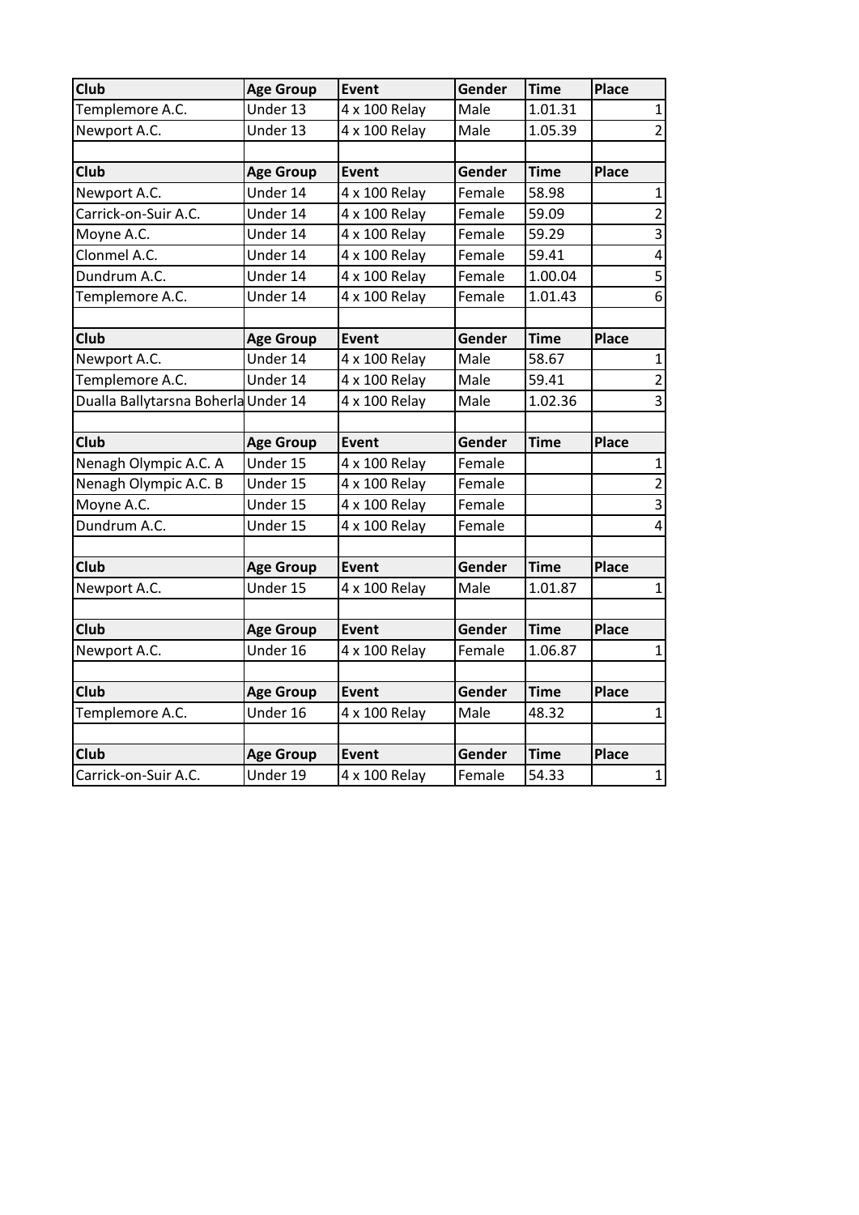| Club | Age Group | Event | Gender | Time | Place |
| --- | --- | --- | --- | --- | --- |
| Templemore A.C. | Under 13 | 4 x 100 Relay | Male | 1.01.31 | 1 |
| Newport A.C. | Under 13 | 4 x 100 Relay | Male | 1.05.39 | 2 |

| Club | Age Group | Event | Gender | Time | Place |
| --- | --- | --- | --- | --- | --- |
| Newport A.C. | Under 14 | 4 x 100 Relay | Female | 58.98 | 1 |
| Carrick-on-Suir A.C. | Under 14 | 4 x 100 Relay | Female | 59.09 | 2 |
| Moyne A.C. | Under 14 | 4 x 100 Relay | Female | 59.29 | 3 |
| Clonmel A.C. | Under 14 | 4 x 100 Relay | Female | 59.41 | 4 |
| Dundrum A.C. | Under 14 | 4 x 100 Relay | Female | 1.00.04 | 5 |
| Templemore A.C. | Under 14 | 4 x 100 Relay | Female | 1.01.43 | 6 |

| Club | Age Group | Event | Gender | Time | Place |
| --- | --- | --- | --- | --- | --- |
| Newport A.C. | Under 14 | 4 x 100 Relay | Male | 58.67 | 1 |
| Templemore A.C. | Under 14 | 4 x 100 Relay | Male | 59.41 | 2 |
| Dualla Ballytarsna Boherla | Under 14 | 4 x 100 Relay | Male | 1.02.36 | 3 |

| Club | Age Group | Event | Gender | Time | Place |
| --- | --- | --- | --- | --- | --- |
| Nenagh Olympic A.C. A | Under 15 | 4 x 100 Relay | Female | | 1 |
| Nenagh Olympic A.C. B | Under 15 | 4 x 100 Relay | Female | | 2 |
| Moyne A.C. | Under 15 | 4 x 100 Relay | Female | | 3 |
| Dundrum A.C. | Under 15 | 4 x 100 Relay | Female | | 4 |

| Club | Age Group | Event | Gender | Time | Place |
| --- | --- | --- | --- | --- | --- |
| Newport A.C. | Under 15 | 4 x 100 Relay | Male | 1.01.87 | 1 |

| Club | Age Group | Event | Gender | Time | Place |
| --- | --- | --- | --- | --- | --- |
| Newport A.C. | Under 16 | 4 x 100 Relay | Female | 1.06.87 | 1 |

| Club | Age Group | Event | Gender | Time | Place |
| --- | --- | --- | --- | --- | --- |
| Templemore A.C. | Under 16 | 4 x 100 Relay | Male | 48.32 | 1 |

| Club | Age Group | Event | Gender | Time | Place |
| --- | --- | --- | --- | --- | --- |
| Carrick-on-Suir A.C. | Under 19 | 4 x 100 Relay | Female | 54.33 | 1 |